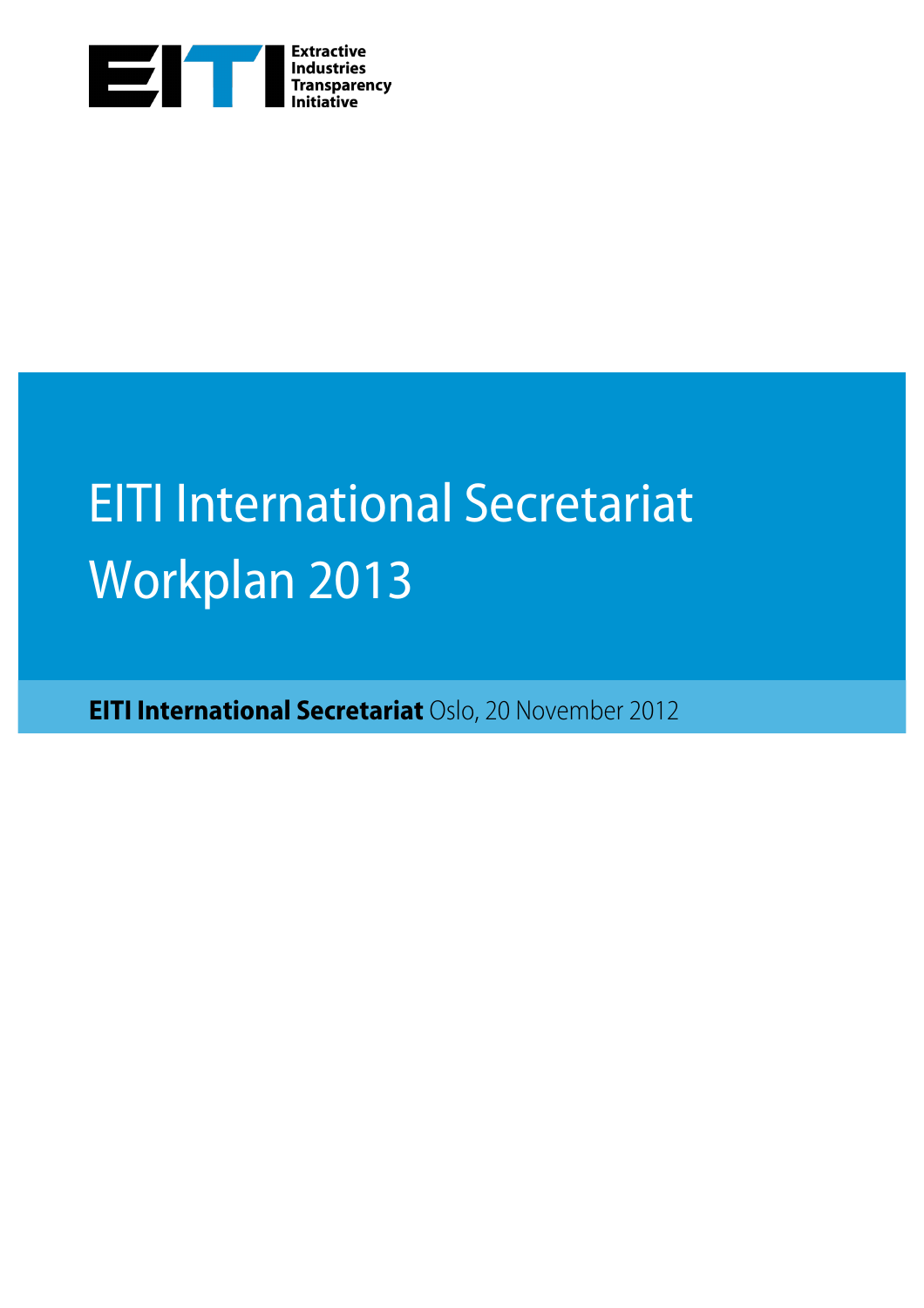Extractive Industries Transparency Initiative

# EITI International Secretariat Workplan 2013

**EITI International Secretariat** Oslo, 20 November 2012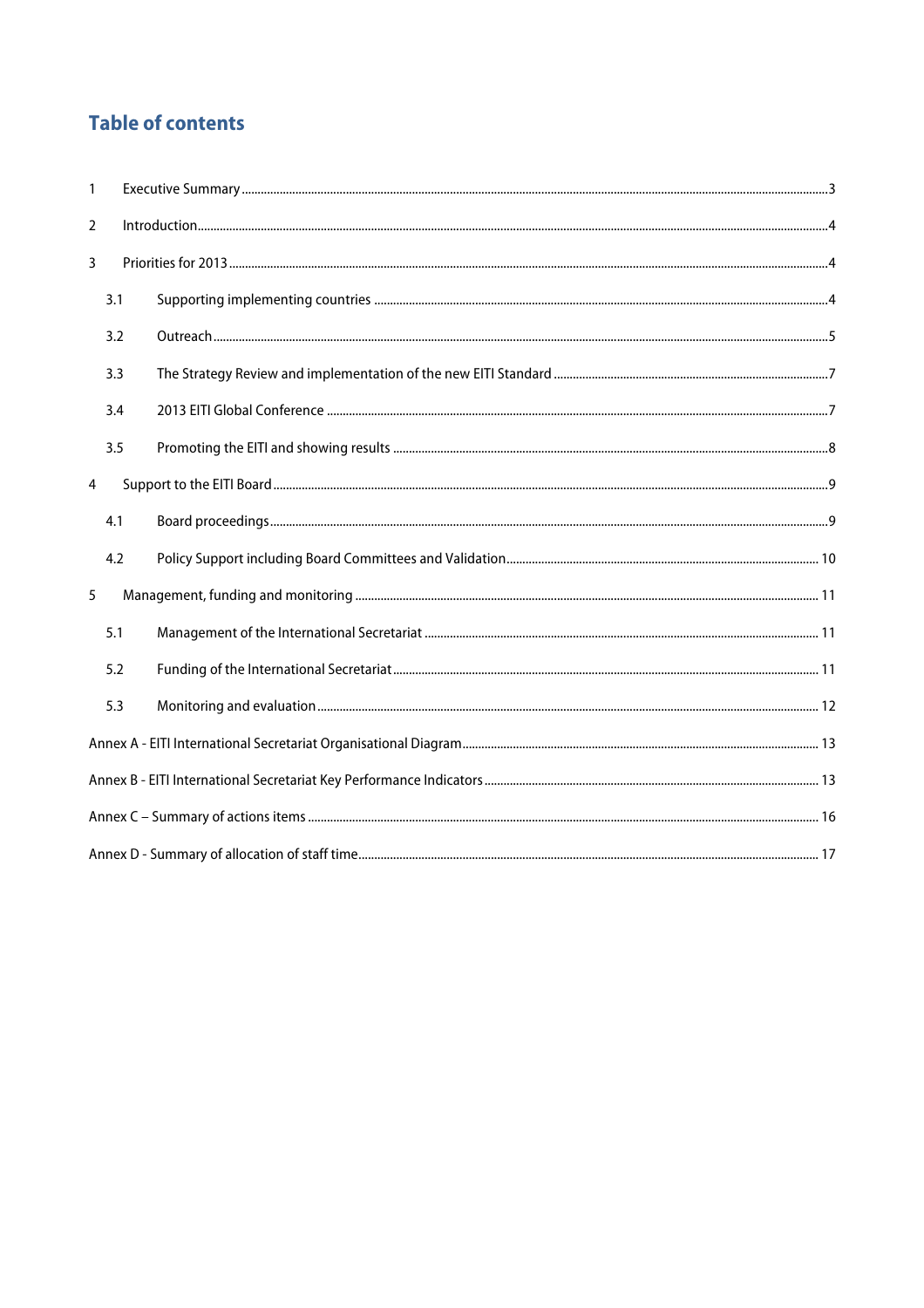## Table of contents

1 Executive Summary ... 3

2 Introduction ... 4

3 Priorities for 2013 ... 4

- 3.1 Supporting implementing countries ... 4
- 3.2 Outreach ... 5
- 3.3 The Strategy Review and implementation of the new EITI Standard ... 7
- 3.4 2013 EITI Global Conference ... 7
- 3.5 Promoting the EITI and showing results ... 8

4 Support to the EITI Board ... 9

- 4.1 Board proceedings ... 9
- 4.2 Policy Support including Board Committees and Validation ... 10

5 Management, funding and monitoring ... 11

- 5.1 Management of the International Secretariat ... 11
- 5.2 Funding of the International Secretariat ... 11
- 5.3 Monitoring and evaluation ... 12

Annex A - EITI International Secretariat Organisational Diagram ... 13

Annex B - EITI International Secretariat Key Performance Indicators ... 13

Annex C – Summary of actions items ... 16

Annex D - Summary of allocation of staff time ... 17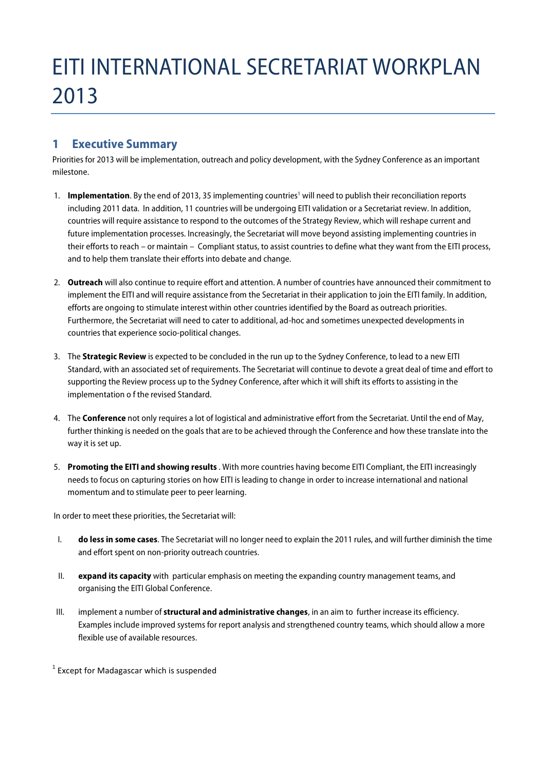# EITI INTERNATIONAL SECRETARIAT WORKPLAN 2013

## 1 Executive Summary

Priorities for 2013 will be implementation, outreach and policy development, with the Sydney Conference as an important milestone.

1. **Implementation**. By the end of 2013, 35 implementing countries[1] will need to publish their reconciliation reports including 2011 data. In addition, 11 countries will be undergoing EITI validation or a Secretariat review. In addition, countries will require assistance to respond to the outcomes of the Strategy Review, which will reshape current and future implementation processes. Increasingly, the Secretariat will move beyond assisting implementing countries in their efforts to reach – or maintain – Compliant status, to assist countries to define what they want from the EITI process, and to help them translate their efforts into debate and change.

2. **Outreach** will also continue to require effort and attention. A number of countries have announced their commitment to implement the EITI and will require assistance from the Secretariat in their application to join the EITI family. In addition, efforts are ongoing to stimulate interest within other countries identified by the Board as outreach priorities. Furthermore, the Secretariat will need to cater to additional, ad-hoc and sometimes unexpected developments in countries that experience socio-political changes.

3. The **Strategic Review** is expected to be concluded in the run up to the Sydney Conference, to lead to a new EITI Standard, with an associated set of requirements. The Secretariat will continue to devote a great deal of time and effort to supporting the Review process up to the Sydney Conference, after which it will shift its efforts to assisting in the implementation o f the revised Standard.

4. The **Conference** not only requires a lot of logistical and administrative effort from the Secretariat. Until the end of May, further thinking is needed on the goals that are to be achieved through the Conference and how these translate into the way it is set up.

5. **Promoting the EITI and showing results** . With more countries having become EITI Compliant, the EITI increasingly needs to focus on capturing stories on how EITI is leading to change in order to increase international and national momentum and to stimulate peer to peer learning.

In order to meet these priorities, the Secretariat will:

I. **do less in some cases**. The Secretariat will no longer need to explain the 2011 rules, and will further diminish the time and effort spent on non-priority outreach countries.

II. **expand its capacity** with particular emphasis on meeting the expanding country management teams, and organising the EITI Global Conference.

III. implement a number of **structural and administrative changes**, in an aim to further increase its efficiency. Examples include improved systems for report analysis and strengthened country teams, which should allow a more flexible use of available resources.

[1] Except for Madagascar which is suspended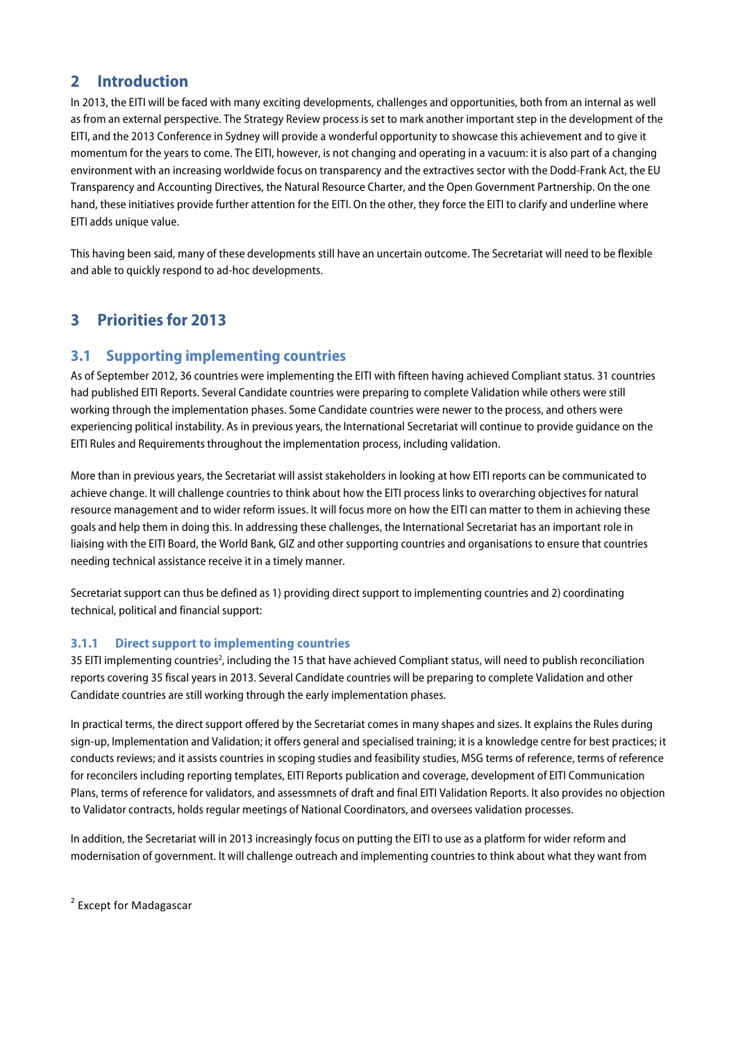# 2 Introduction

In 2013, the EITI will be faced with many exciting developments, challenges and opportunities, both from an internal as well as from an external perspective. The Strategy Review process is set to mark another important step in the development of the EITI, and the 2013 Conference in Sydney will provide a wonderful opportunity to showcase this achievement and to give it momentum for the years to come. The EITI, however, is not changing and operating in a vacuum: it is also part of a changing environment with an increasing worldwide focus on transparency and the extractives sector with the Dodd-Frank Act, the EU Transparency and Accounting Directives, the Natural Resource Charter, and the Open Government Partnership. On the one hand, these initiatives provide further attention for the EITI. On the other, they force the EITI to clarify and underline where EITI adds unique value.

This having been said, many of these developments still have an uncertain outcome. The Secretariat will need to be flexible and able to quickly respond to ad-hoc developments.

# 3 Priorities for 2013

## 3.1 Supporting implementing countries

As of September 2012, 36 countries were implementing the EITI with fifteen having achieved Compliant status. 31 countries had published EITI Reports. Several Candidate countries were preparing to complete Validation while others were still working through the implementation phases. Some Candidate countries were newer to the process, and others were experiencing political instability. As in previous years, the International Secretariat will continue to provide guidance on the EITI Rules and Requirements throughout the implementation process, including validation.

More than in previous years, the Secretariat will assist stakeholders in looking at how EITI reports can be communicated to achieve change. It will challenge countries to think about how the EITI process links to overarching objectives for natural resource management and to wider reform issues. It will focus more on how the EITI can matter to them in achieving these goals and help them in doing this. In addressing these challenges, the International Secretariat has an important role in liaising with the EITI Board, the World Bank, GIZ and other supporting countries and organisations to ensure that countries needing technical assistance receive it in a timely manner.

Secretariat support can thus be defined as 1) providing direct support to implementing countries and 2) coordinating technical, political and financial support:

### 3.1.1 Direct support to implementing countries

35 EITI implementing countries[2], including the 15 that have achieved Compliant status, will need to publish reconciliation reports covering 35 fiscal years in 2013. Several Candidate countries will be preparing to complete Validation and other Candidate countries are still working through the early implementation phases.

In practical terms, the direct support offered by the Secretariat comes in many shapes and sizes. It explains the Rules during sign-up, Implementation and Validation; it offers general and specialised training; it is a knowledge centre for best practices; it conducts reviews; and it assists countries in scoping studies and feasibility studies, MSG terms of reference, terms of reference for reconcilers including reporting templates, EITI Reports publication and coverage, development of EITI Communication Plans, terms of reference for validators, and assessmnets of draft and final EITI Validation Reports. It also provides no objection to Validator contracts, holds regular meetings of National Coordinators, and oversees validation processes.

In addition, the Secretariat will in 2013 increasingly focus on putting the EITI to use as a platform for wider reform and modernisation of government. It will challenge outreach and implementing countries to think about what they want from

[2] Except for Madagascar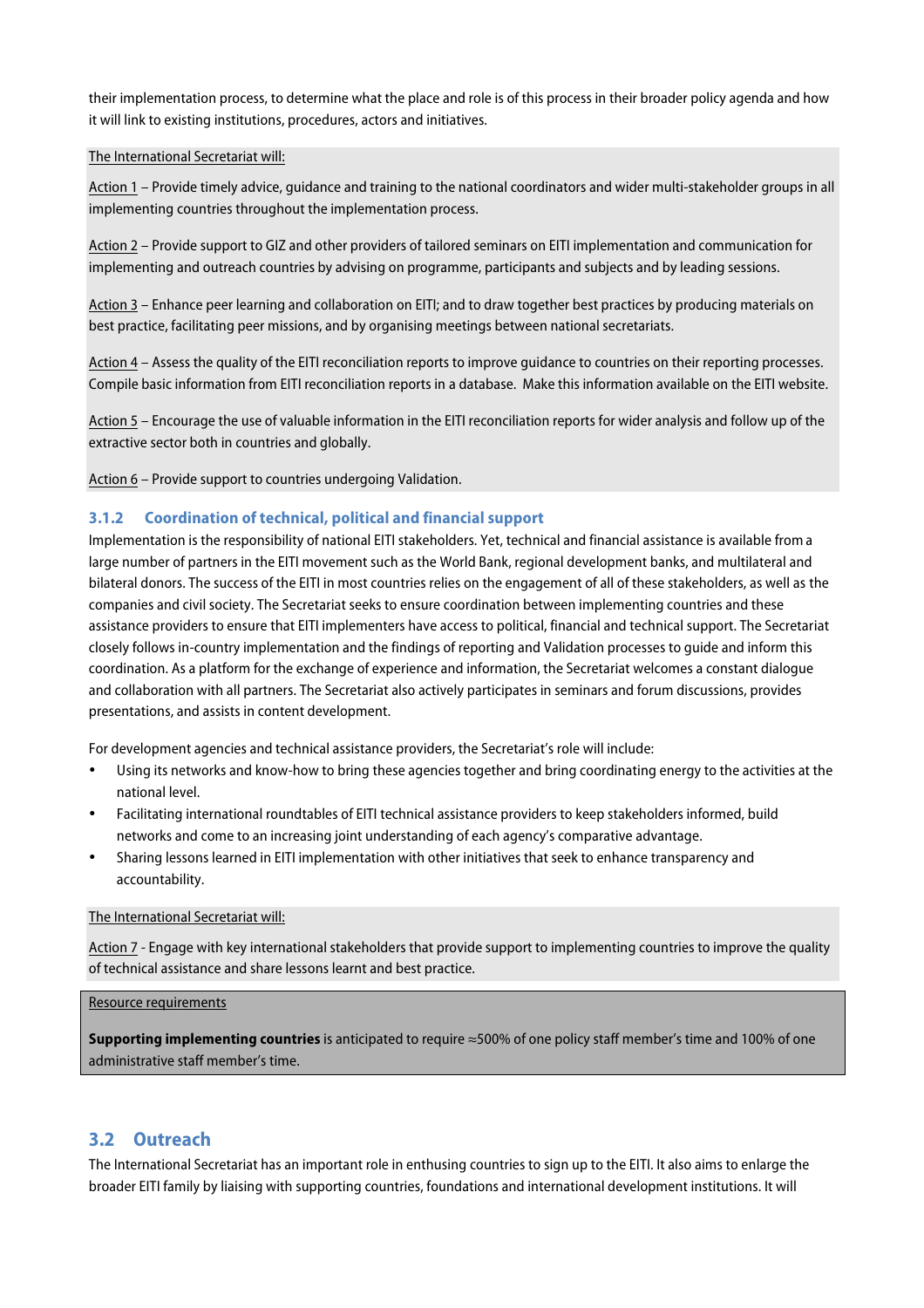their implementation process, to determine what the place and role is of this process in their broader policy agenda and how it will link to existing institutions, procedures, actors and initiatives.

The International Secretariat will:

Action 1 – Provide timely advice, guidance and training to the national coordinators and wider multi-stakeholder groups in all implementing countries throughout the implementation process.

Action 2 – Provide support to GIZ and other providers of tailored seminars on EITI implementation and communication for implementing and outreach countries by advising on programme, participants and subjects and by leading sessions.

Action 3 – Enhance peer learning and collaboration on EITI; and to draw together best practices by producing materials on best practice, facilitating peer missions, and by organising meetings between national secretariats.

Action 4 – Assess the quality of the EITI reconciliation reports to improve guidance to countries on their reporting processes. Compile basic information from EITI reconciliation reports in a database. Make this information available on the EITI website.

Action 5 – Encourage the use of valuable information in the EITI reconciliation reports for wider analysis and follow up of the extractive sector both in countries and globally.

Action 6 – Provide support to countries undergoing Validation.

### 3.1.2 Coordination of technical, political and financial support

Implementation is the responsibility of national EITI stakeholders. Yet, technical and financial assistance is available from a large number of partners in the EITI movement such as the World Bank, regional development banks, and multilateral and bilateral donors. The success of the EITI in most countries relies on the engagement of all of these stakeholders, as well as the companies and civil society. The Secretariat seeks to ensure coordination between implementing countries and these assistance providers to ensure that EITI implementers have access to political, financial and technical support. The Secretariat closely follows in-country implementation and the findings of reporting and Validation processes to guide and inform this coordination. As a platform for the exchange of experience and information, the Secretariat welcomes a constant dialogue and collaboration with all partners. The Secretariat also actively participates in seminars and forum discussions, provides presentations, and assists in content development.

For development agencies and technical assistance providers, the Secretariat's role will include:

- Using its networks and know-how to bring these agencies together and bring coordinating energy to the activities at the national level.
- Facilitating international roundtables of EITI technical assistance providers to keep stakeholders informed, build networks and come to an increasing joint understanding of each agency's comparative advantage.
- Sharing lessons learned in EITI implementation with other initiatives that seek to enhance transparency and accountability.

The International Secretariat will:

Action 7 - Engage with key international stakeholders that provide support to implementing countries to improve the quality of technical assistance and share lessons learnt and best practice.

Resource requirements

**Supporting implementing countries** is anticipated to require ≈500% of one policy staff member's time and 100% of one administrative staff member's time.

## 3.2 Outreach

The International Secretariat has an important role in enthusing countries to sign up to the EITI. It also aims to enlarge the broader EITI family by liaising with supporting countries, foundations and international development institutions. It will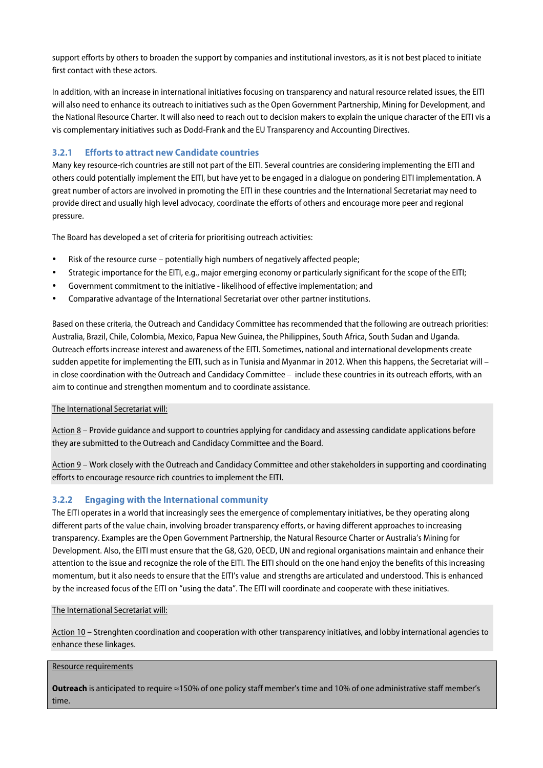support efforts by others to broaden the support by companies and institutional investors, as it is not best placed to initiate first contact with these actors.

In addition, with an increase in international initiatives focusing on transparency and natural resource related issues, the EITI will also need to enhance its outreach to initiatives such as the Open Government Partnership, Mining for Development, and the National Resource Charter. It will also need to reach out to decision makers to explain the unique character of the EITI vis a vis complementary initiatives such as Dodd-Frank and the EU Transparency and Accounting Directives.

### 3.2.1 Efforts to attract new Candidate countries

Many key resource-rich countries are still not part of the EITI. Several countries are considering implementing the EITI and others could potentially implement the EITI, but have yet to be engaged in a dialogue on pondering EITI implementation. A great number of actors are involved in promoting the EITI in these countries and the International Secretariat may need to provide direct and usually high level advocacy, coordinate the efforts of others and encourage more peer and regional pressure.

The Board has developed a set of criteria for prioritising outreach activities:

- Risk of the resource curse – potentially high numbers of negatively affected people;
- Strategic importance for the EITI, e.g., major emerging economy or particularly significant for the scope of the EITI;
- Government commitment to the initiative - likelihood of effective implementation; and
- Comparative advantage of the International Secretariat over other partner institutions.

Based on these criteria, the Outreach and Candidacy Committee has recommended that the following are outreach priorities: Australia, Brazil, Chile, Colombia, Mexico, Papua New Guinea, the Philippines, South Africa, South Sudan and Uganda. Outreach efforts increase interest and awareness of the EITI. Sometimes, national and international developments create sudden appetite for implementing the EITI, such as in Tunisia and Myanmar in 2012. When this happens, the Secretariat will – in close coordination with the Outreach and Candidacy Committee – include these countries in its outreach efforts, with an aim to continue and strengthen momentum and to coordinate assistance.

The International Secretariat will:

Action 8 – Provide guidance and support to countries applying for candidacy and assessing candidate applications before they are submitted to the Outreach and Candidacy Committee and the Board.

Action 9 – Work closely with the Outreach and Candidacy Committee and other stakeholders in supporting and coordinating efforts to encourage resource rich countries to implement the EITI.

### 3.2.2 Engaging with the International community

The EITI operates in a world that increasingly sees the emergence of complementary initiatives, be they operating along different parts of the value chain, involving broader transparency efforts, or having different approaches to increasing transparency. Examples are the Open Government Partnership, the Natural Resource Charter or Australia's Mining for Development. Also, the EITI must ensure that the G8, G20, OECD, UN and regional organisations maintain and enhance their attention to the issue and recognize the role of the EITI. The EITI should on the one hand enjoy the benefits of this increasing momentum, but it also needs to ensure that the EITI's value and strengths are articulated and understood. This is enhanced by the increased focus of the EITI on "using the data". The EITI will coordinate and cooperate with these initiatives.

The International Secretariat will:

Action 10 – Strenghten coordination and cooperation with other transparency initiatives, and lobby international agencies to enhance these linkages.

Resource requirements

**Outreach** is anticipated to require ≈150% of one policy staff member's time and 10% of one administrative staff member's time.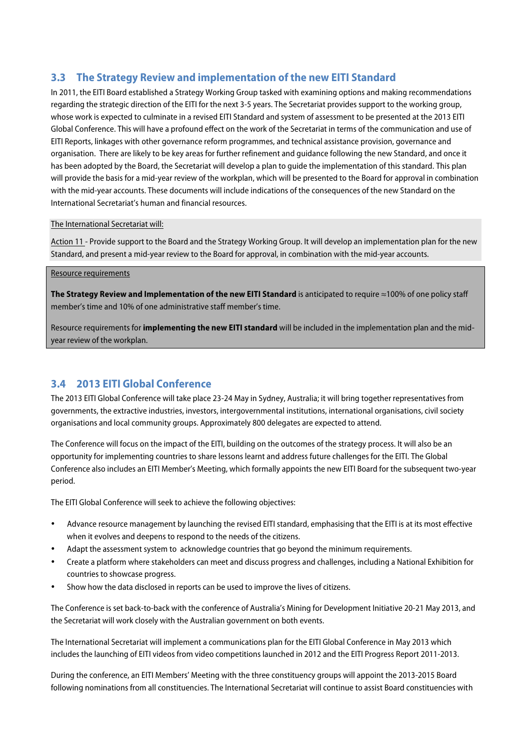## 3.3 The Strategy Review and implementation of the new EITI Standard

In 2011, the EITI Board established a Strategy Working Group tasked with examining options and making recommendations regarding the strategic direction of the EITI for the next 3-5 years. The Secretariat provides support to the working group, whose work is expected to culminate in a revised EITI Standard and system of assessment to be presented at the 2013 EITI Global Conference. This will have a profound effect on the work of the Secretariat in terms of the communication and use of EITI Reports, linkages with other governance reform programmes, and technical assistance provision, governance and organisation. There are likely to be key areas for further refinement and guidance following the new Standard, and once it has been adopted by the Board, the Secretariat will develop a plan to guide the implementation of this standard. This plan will provide the basis for a mid-year review of the workplan, which will be presented to the Board for approval in combination with the mid-year accounts. These documents will include indications of the consequences of the new Standard on the International Secretariat's human and financial resources.

The International Secretariat will:

Action 11 - Provide support to the Board and the Strategy Working Group. It will develop an implementation plan for the new Standard, and present a mid-year review to the Board for approval, in combination with the mid-year accounts.

Resource requirements

**The Strategy Review and Implementation of the new EITI Standard** is anticipated to require ≈100% of one policy staff member's time and 10% of one administrative staff member's time.

Resource requirements for **implementing the new EITI standard** will be included in the implementation plan and the mid-year review of the workplan.

## 3.4 2013 EITI Global Conference

The 2013 EITI Global Conference will take place 23-24 May in Sydney, Australia; it will bring together representatives from governments, the extractive industries, investors, intergovernmental institutions, international organisations, civil society organisations and local community groups. Approximately 800 delegates are expected to attend.

The Conference will focus on the impact of the EITI, building on the outcomes of the strategy process. It will also be an opportunity for implementing countries to share lessons learnt and address future challenges for the EITI. The Global Conference also includes an EITI Member's Meeting, which formally appoints the new EITI Board for the subsequent two-year period.

The EITI Global Conference will seek to achieve the following objectives:

- Advance resource management by launching the revised EITI standard, emphasising that the EITI is at its most effective when it evolves and deepens to respond to the needs of the citizens.
- Adapt the assessment system to acknowledge countries that go beyond the minimum requirements.
- Create a platform where stakeholders can meet and discuss progress and challenges, including a National Exhibition for countries to showcase progress.
- Show how the data disclosed in reports can be used to improve the lives of citizens.

The Conference is set back-to-back with the conference of Australia's Mining for Development Initiative 20-21 May 2013, and the Secretariat will work closely with the Australian government on both events.

The International Secretariat will implement a communications plan for the EITI Global Conference in May 2013 which includes the launching of EITI videos from video competitions launched in 2012 and the EITI Progress Report 2011-2013.

During the conference, an EITI Members' Meeting with the three constituency groups will appoint the 2013-2015 Board following nominations from all constituencies. The International Secretariat will continue to assist Board constituencies with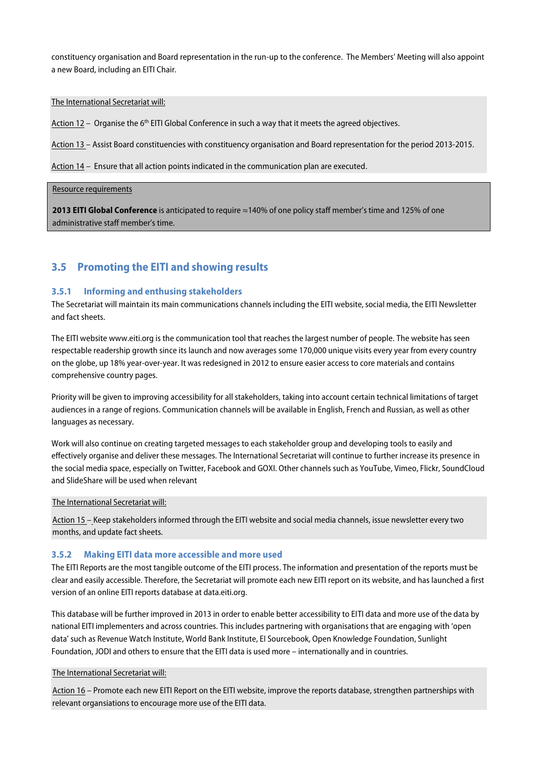constituency organisation and Board representation in the run-up to the conference. The Members' Meeting will also appoint a new Board, including an EITI Chair.

The International Secretariat will:

Action 12 – Organise the 6th EITI Global Conference in such a way that it meets the agreed objectives.

Action 13 – Assist Board constituencies with constituency organisation and Board representation for the period 2013-2015.

Action 14 – Ensure that all action points indicated in the communication plan are executed.

Resource requirements

**2013 EITI Global Conference** is anticipated to require ≈140% of one policy staff member's time and 125% of one administrative staff member's time.

## 3.5 Promoting the EITI and showing results

### 3.5.1 Informing and enthusing stakeholders

The Secretariat will maintain its main communications channels including the EITI website, social media, the EITI Newsletter and fact sheets.

The EITI website www.eiti.org is the communication tool that reaches the largest number of people. The website has seen respectable readership growth since its launch and now averages some 170,000 unique visits every year from every country on the globe, up 18% year-over-year. It was redesigned in 2012 to ensure easier access to core materials and contains comprehensive country pages.

Priority will be given to improving accessibility for all stakeholders, taking into account certain technical limitations of target audiences in a range of regions. Communication channels will be available in English, French and Russian, as well as other languages as necessary.

Work will also continue on creating targeted messages to each stakeholder group and developing tools to easily and effectively organise and deliver these messages. The International Secretariat will continue to further increase its presence in the social media space, especially on Twitter, Facebook and GOXI. Other channels such as YouTube, Vimeo, Flickr, SoundCloud and SlideShare will be used when relevant

The International Secretariat will:

Action 15 – Keep stakeholders informed through the EITI website and social media channels, issue newsletter every two months, and update fact sheets.

### 3.5.2 Making EITI data more accessible and more used

The EITI Reports are the most tangible outcome of the EITI process. The information and presentation of the reports must be clear and easily accessible. Therefore, the Secretariat will promote each new EITI report on its website, and has launched a first version of an online EITI reports database at data.eiti.org.

This database will be further improved in 2013 in order to enable better accessibility to EITI data and more use of the data by national EITI implementers and across countries. This includes partnering with organisations that are engaging with 'open data' such as Revenue Watch Institute, World Bank Institute, EI Sourcebook, Open Knowledge Foundation, Sunlight Foundation, JODI and others to ensure that the EITI data is used more – internationally and in countries.

The International Secretariat will:

Action 16 – Promote each new EITI Report on the EITI website, improve the reports database, strengthen partnerships with relevant organsiations to encourage more use of the EITI data.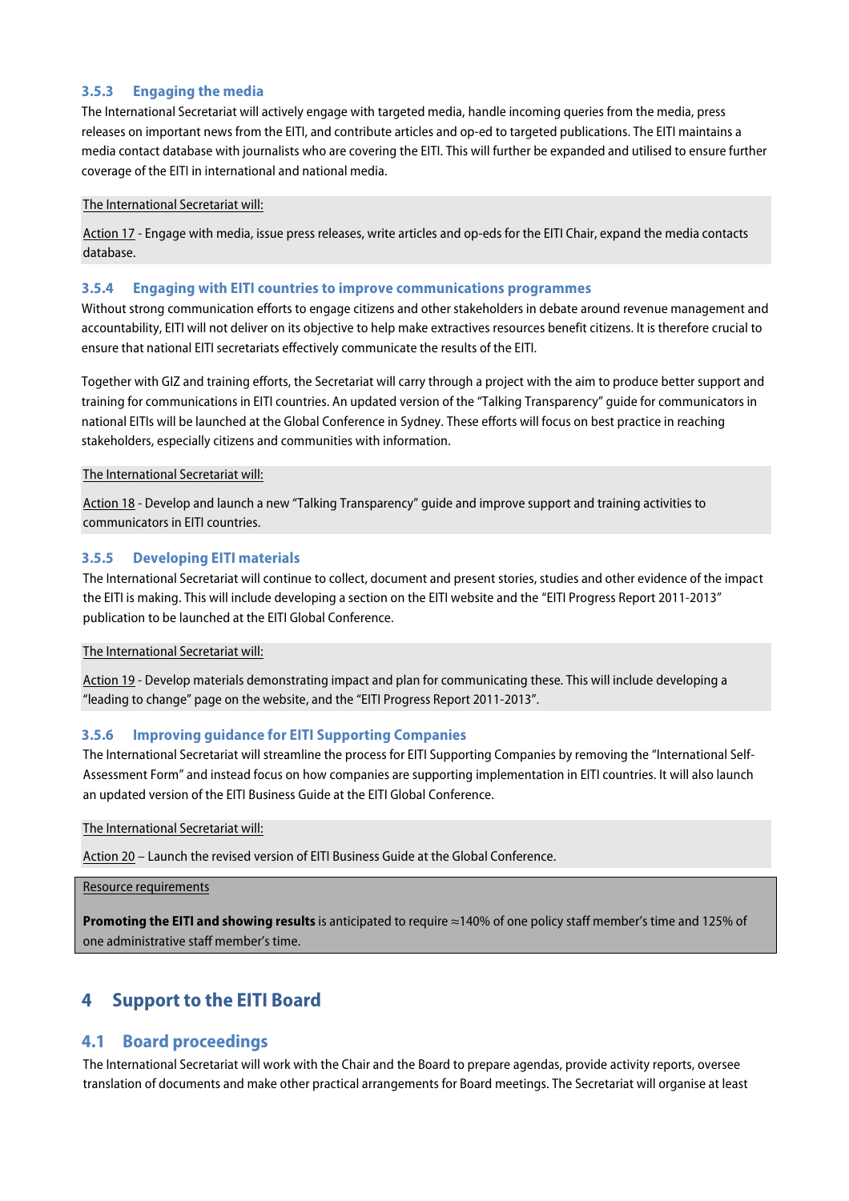### 3.5.3 Engaging the media

The International Secretariat will actively engage with targeted media, handle incoming queries from the media, press releases on important news from the EITI, and contribute articles and op-ed to targeted publications. The EITI maintains a media contact database with journalists who are covering the EITI. This will further be expanded and utilised to ensure further coverage of the EITI in international and national media.

The International Secretariat will:

Action 17 - Engage with media, issue press releases, write articles and op-eds for the EITI Chair, expand the media contacts database.

### 3.5.4 Engaging with EITI countries to improve communications programmes

Without strong communication efforts to engage citizens and other stakeholders in debate around revenue management and accountability, EITI will not deliver on its objective to help make extractives resources benefit citizens. It is therefore crucial to ensure that national EITI secretariats effectively communicate the results of the EITI.

Together with GIZ and training efforts, the Secretariat will carry through a project with the aim to produce better support and training for communications in EITI countries. An updated version of the "Talking Transparency" guide for communicators in national EITIs will be launched at the Global Conference in Sydney. These efforts will focus on best practice in reaching stakeholders, especially citizens and communities with information.

The International Secretariat will:

Action 18 - Develop and launch a new "Talking Transparency" guide and improve support and training activities to communicators in EITI countries.

### 3.5.5 Developing EITI materials

The International Secretariat will continue to collect, document and present stories, studies and other evidence of the impact the EITI is making. This will include developing a section on the EITI website and the "EITI Progress Report 2011-2013" publication to be launched at the EITI Global Conference.

The International Secretariat will:

Action 19 - Develop materials demonstrating impact and plan for communicating these. This will include developing a "leading to change" page on the website, and the "EITI Progress Report 2011-2013".

### 3.5.6 Improving guidance for EITI Supporting Companies

The International Secretariat will streamline the process for EITI Supporting Companies by removing the "International Self-Assessment Form" and instead focus on how companies are supporting implementation in EITI countries. It will also launch an updated version of the EITI Business Guide at the EITI Global Conference.

The International Secretariat will:

Action 20 – Launch the revised version of EITI Business Guide at the Global Conference.

Resource requirements

**Promoting the EITI and showing results** is anticipated to require ≈140% of one policy staff member's time and 125% of one administrative staff member's time.

# 4 Support to the EITI Board

## 4.1 Board proceedings

The International Secretariat will work with the Chair and the Board to prepare agendas, provide activity reports, oversee translation of documents and make other practical arrangements for Board meetings. The Secretariat will organise at least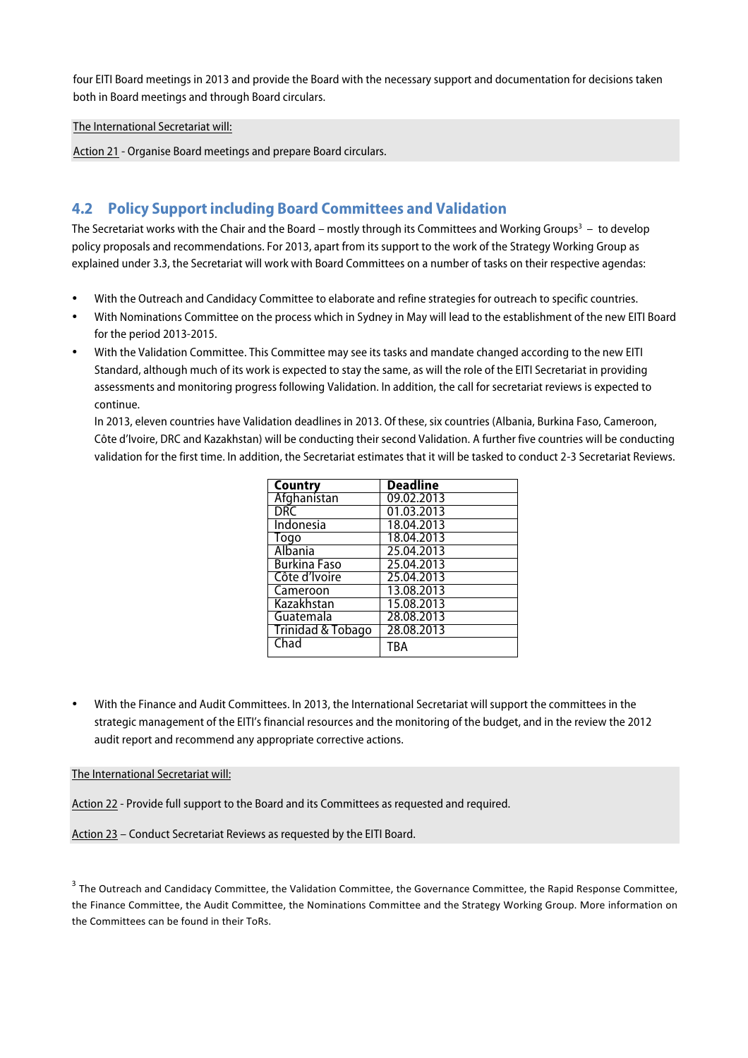four EITI Board meetings in 2013 and provide the Board with the necessary support and documentation for decisions taken both in Board meetings and through Board circulars.

The International Secretariat will:

Action 21 - Organise Board meetings and prepare Board circulars.

## 4.2 Policy Support including Board Committees and Validation

The Secretariat works with the Chair and the Board – mostly through its Committees and Working Groups[3] – to develop policy proposals and recommendations. For 2013, apart from its support to the work of the Strategy Working Group as explained under 3.3, the Secretariat will work with Board Committees on a number of tasks on their respective agendas:

- With the Outreach and Candidacy Committee to elaborate and refine strategies for outreach to specific countries.
- With Nominations Committee on the process which in Sydney in May will lead to the establishment of the new EITI Board for the period 2013-2015.
- With the Validation Committee. This Committee may see its tasks and mandate changed according to the new EITI Standard, although much of its work is expected to stay the same, as will the role of the EITI Secretariat in providing assessments and monitoring progress following Validation. In addition, the call for secretariat reviews is expected to continue.

  In 2013, eleven countries have Validation deadlines in 2013. Of these, six countries (Albania, Burkina Faso, Cameroon, Côte d'Ivoire, DRC and Kazakhstan) will be conducting their second Validation. A further five countries will be conducting validation for the first time. In addition, the Secretariat estimates that it will be tasked to conduct 2-3 Secretariat Reviews.

| Country | Deadline |
|---|---|
| Afghanistan | 09.02.2013 |
| DRC | 01.03.2013 |
| Indonesia | 18.04.2013 |
| Togo | 18.04.2013 |
| Albania | 25.04.2013 |
| Burkina Faso | 25.04.2013 |
| Côte d'Ivoire | 25.04.2013 |
| Cameroon | 13.08.2013 |
| Kazakhstan | 15.08.2013 |
| Guatemala | 28.08.2013 |
| Trinidad & Tobago | 28.08.2013 |
| Chad | TBA |

- With the Finance and Audit Committees. In 2013, the International Secretariat will support the committees in the strategic management of the EITI's financial resources and the monitoring of the budget, and in the review the 2012 audit report and recommend any appropriate corrective actions.

The International Secretariat will:

Action 22 - Provide full support to the Board and its Committees as requested and required.

Action 23 – Conduct Secretariat Reviews as requested by the EITI Board.

[3] The Outreach and Candidacy Committee, the Validation Committee, the Governance Committee, the Rapid Response Committee, the Finance Committee, the Audit Committee, the Nominations Committee and the Strategy Working Group. More information on the Committees can be found in their ToRs.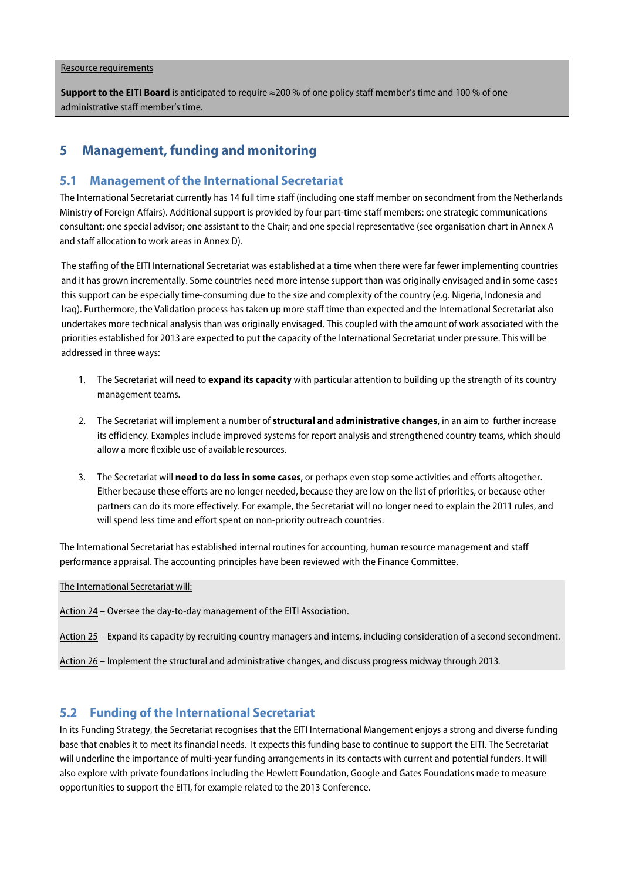Resource requirements

**Support to the EITI Board** is anticipated to require ≈200 % of one policy staff member's time and 100 % of one administrative staff member's time.

# 5 Management, funding and monitoring

## 5.1 Management of the International Secretariat

The International Secretariat currently has 14 full time staff (including one staff member on secondment from the Netherlands Ministry of Foreign Affairs). Additional support is provided by four part-time staff members: one strategic communications consultant; one special advisor; one assistant to the Chair; and one special representative (see organisation chart in Annex A and staff allocation to work areas in Annex D).

The staffing of the EITI International Secretariat was established at a time when there were far fewer implementing countries and it has grown incrementally. Some countries need more intense support than was originally envisaged and in some cases this support can be especially time-consuming due to the size and complexity of the country (e.g. Nigeria, Indonesia and Iraq). Furthermore, the Validation process has taken up more staff time than expected and the International Secretariat also undertakes more technical analysis than was originally envisaged. This coupled with the amount of work associated with the priorities established for 2013 are expected to put the capacity of the International Secretariat under pressure. This will be addressed in three ways:

1. The Secretariat will need to **expand its capacity** with particular attention to building up the strength of its country management teams.

2. The Secretariat will implement a number of **structural and administrative changes**, in an aim to further increase its efficiency. Examples include improved systems for report analysis and strengthened country teams, which should allow a more flexible use of available resources.

3. The Secretariat will **need to do less in some cases**, or perhaps even stop some activities and efforts altogether. Either because these efforts are no longer needed, because they are low on the list of priorities, or because other partners can do its more effectively. For example, the Secretariat will no longer need to explain the 2011 rules, and will spend less time and effort spent on non-priority outreach countries.

The International Secretariat has established internal routines for accounting, human resource management and staff performance appraisal. The accounting principles have been reviewed with the Finance Committee.

The International Secretariat will:

Action 24 – Oversee the day-to-day management of the EITI Association.

Action 25 – Expand its capacity by recruiting country managers and interns, including consideration of a second secondment.

Action 26 – Implement the structural and administrative changes, and discuss progress midway through 2013.

## 5.2 Funding of the International Secretariat

In its Funding Strategy, the Secretariat recognises that the EITI International Mangement enjoys a strong and diverse funding base that enables it to meet its financial needs. It expects this funding base to continue to support the EITI. The Secretariat will underline the importance of multi-year funding arrangements in its contacts with current and potential funders. It will also explore with private foundations including the Hewlett Foundation, Google and Gates Foundations made to measure opportunities to support the EITI, for example related to the 2013 Conference.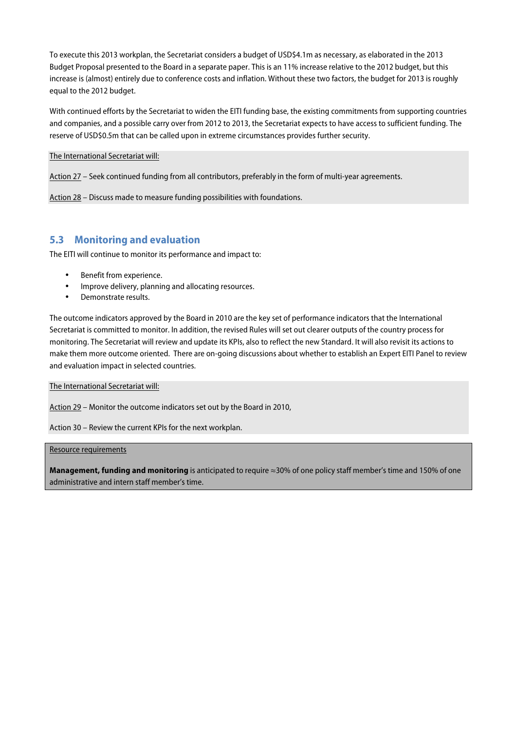To execute this 2013 workplan, the Secretariat considers a budget of USD$4.1m as necessary, as elaborated in the 2013 Budget Proposal presented to the Board in a separate paper. This is an 11% increase relative to the 2012 budget, but this increase is (almost) entirely due to conference costs and inflation. Without these two factors, the budget for 2013 is roughly equal to the 2012 budget.

With continued efforts by the Secretariat to widen the EITI funding base, the existing commitments from supporting countries and companies, and a possible carry over from 2012 to 2013, the Secretariat expects to have access to sufficient funding. The reserve of USD$0.5m that can be called upon in extreme circumstances provides further security.

<u>The International Secretariat will:</u>

<u>Action 27</u> – Seek continued funding from all contributors, preferably in the form of multi-year agreements.

<u>Action 28</u> – Discuss made to measure funding possibilities with foundations.

## 5.3 Monitoring and evaluation

The EITI will continue to monitor its performance and impact to:

- Benefit from experience.
- Improve delivery, planning and allocating resources.
- Demonstrate results.

The outcome indicators approved by the Board in 2010 are the key set of performance indicators that the International Secretariat is committed to monitor. In addition, the revised Rules will set out clearer outputs of the country process for monitoring. The Secretariat will review and update its KPIs, also to reflect the new Standard. It will also revisit its actions to make them more outcome oriented. There are on-going discussions about whether to establish an Expert EITI Panel to review and evaluation impact in selected countries.

<u>The International Secretariat will:</u>

<u>Action 29</u> – Monitor the outcome indicators set out by the Board in 2010,

Action 30 – Review the current KPIs for the next workplan.

<u>Resource requirements</u>

**Management, funding and monitoring** is anticipated to require ≈30% of one policy staff member's time and 150% of one administrative and intern staff member's time.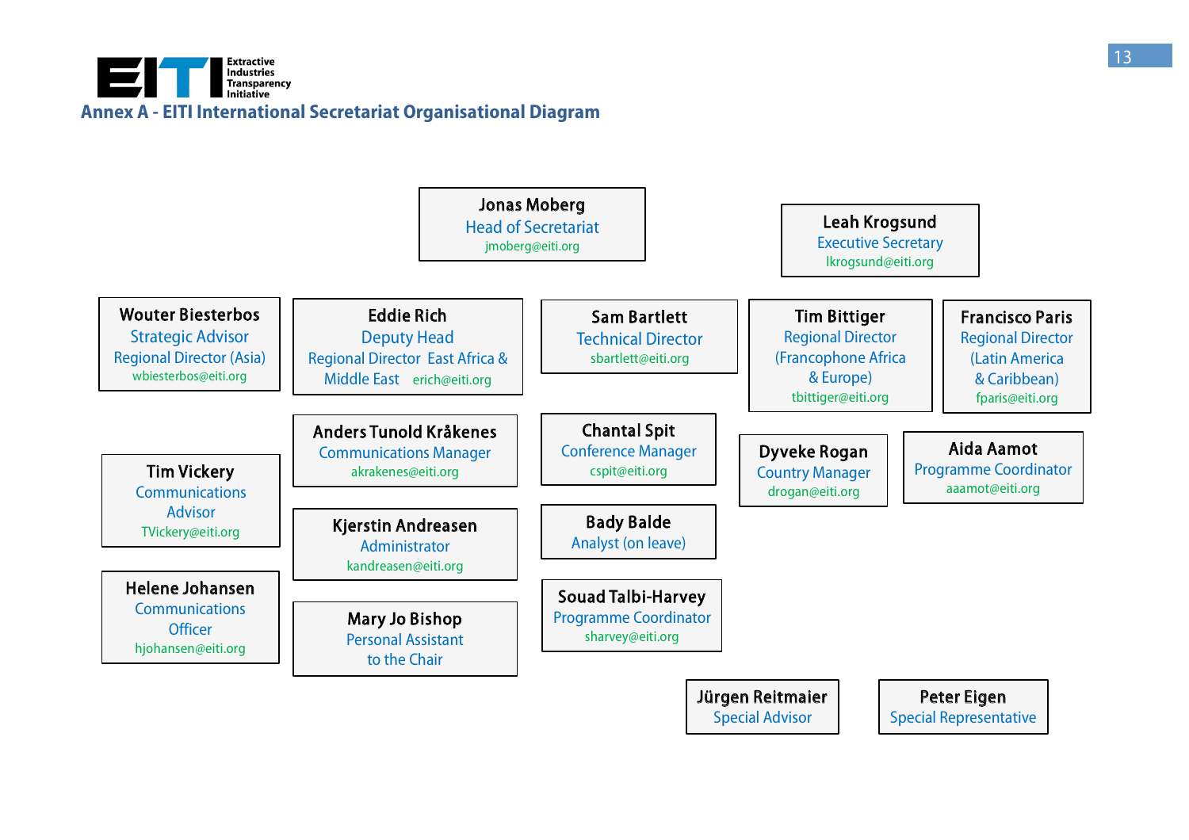## Annex A - EITI International Secretariat Organisational Diagram

**Jonas Moberg**
Head of Secretariat
jmoberg@eiti.org

**Leah Krogsund**
Executive Secretary
lkrogsund@eiti.org

**Wouter Biesterbos**
Strategic Advisor
Regional Director (Asia)
wbiesterbos@eiti.org

**Eddie Rich**
Deputy Head
Regional Director East Africa & Middle East
erich@eiti.org

**Sam Bartlett**
Technical Director
sbartlett@eiti.org

**Tim Bittiger**
Regional Director
(Francophone Africa & Europe)
tbittiger@eiti.org

**Francisco Paris**
Regional Director
(Latin America & Caribbean)
fparis@eiti.org

**Anders Tunold Kråkenes**
Communications Manager
akrakenes@eiti.org

**Chantal Spit**
Conference Manager
cspit@eiti.org

**Dyveke Rogan**
Country Manager
drogan@eiti.org

**Aida Aamot**
Programme Coordinator
aaamot@eiti.org

**Tim Vickery**
Communications Advisor
TVickery@eiti.org

**Kjerstin Andreasen**
Administrator
kandreasen@eiti.org

**Bady Balde**
Analyst (on leave)

**Helene Johansen**
Communications Officer
hjohansen@eiti.org

**Mary Jo Bishop**
Personal Assistant to the Chair

**Souad Talbi-Harvey**
Programme Coordinator
sharvey@eiti.org

**Jürgen Reitmaier**
Special Advisor

**Peter Eigen**
Special Representative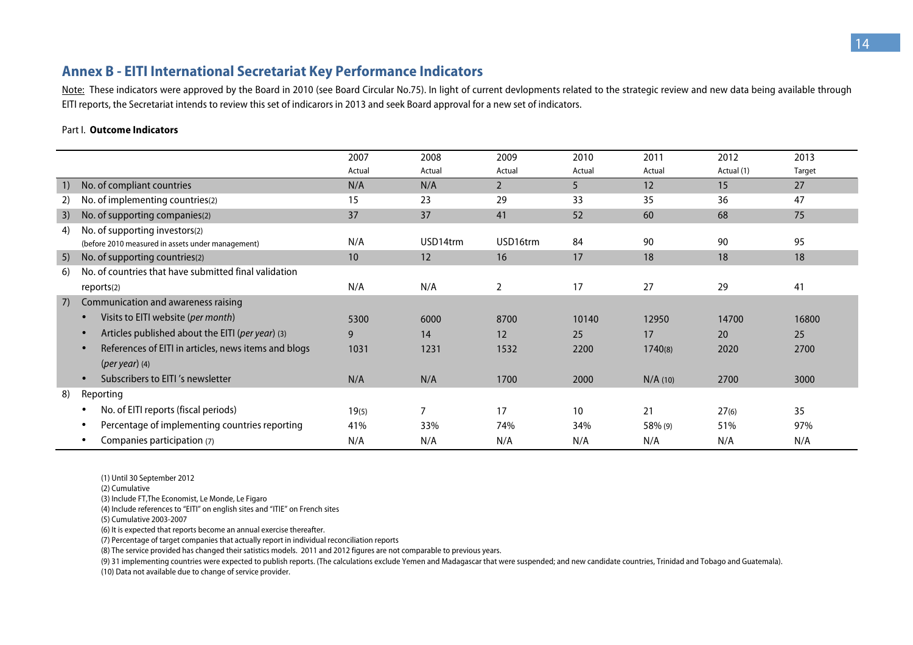## Annex B - EITI International Secretariat Key Performance Indicators

Note: These indicators were approved by the Board in 2010 (see Board Circular No.75). In light of current devlopments related to the strategic review and new data being available through EITI reports, the Secretariat intends to review this set of indicarors in 2013 and seek Board approval for a new set of indicators.

Part I. **Outcome Indicators**

| | | 2007 Actual | 2008 Actual | 2009 Actual | 2010 Actual | 2011 Actual | 2012 Actual (1) | 2013 Target |
|---|---|---|---|---|---|---|---|---|
| 1) | No. of compliant countries | N/A | N/A | 2 | 5 | 12 | 15 | 27 |
| 2) | No. of implementing countries(2) | 15 | 23 | 29 | 33 | 35 | 36 | 47 |
| 3) | No. of supporting companies(2) | 37 | 37 | 41 | 52 | 60 | 68 | 75 |
| 4) | No. of supporting investors(2) (before 2010 measured in assets under management) | N/A | USD14trm | USD16trm | 84 | 90 | 90 | 95 |
| 5) | No. of supporting countries(2) | 10 | 12 | 16 | 17 | 18 | 18 | 18 |
| 6) | No. of countries that have submitted final validation reports(2) | N/A | N/A | 2 | 17 | 27 | 29 | 41 |
| 7) | Communication and awareness raising | | | | | | | |
| | • Visits to EITI website (*per month*) | 5300 | 6000 | 8700 | 10140 | 12950 | 14700 | 16800 |
| | • Articles published about the EITI (*per year*) (3) | 9 | 14 | 12 | 25 | 17 | 20 | 25 |
| | • References of EITI in articles, news items and blogs (*per year*) (4) | 1031 | 1231 | 1532 | 2200 | 1740(8) | 2020 | 2700 |
| | • Subscribers to EITI 's newsletter | N/A | N/A | 1700 | 2000 | N/A (10) | 2700 | 3000 |
| 8) | Reporting | | | | | | | |
| | • No. of EITI reports (fiscal periods) | 19(5) | 7 | 17 | 10 | 21 | 27(6) | 35 |
| | • Percentage of implementing countries reporting | 41% | 33% | 74% | 34% | 58% (9) | 51% | 97% |
| | • Companies participation (7) | N/A | N/A | N/A | N/A | N/A | N/A | N/A |

(1) Until 30 September 2012  
(2) Cumulative  
(3) Include FT,The Economist, Le Monde, Le Figaro  
(4) Include references to "EITI" on english sites and "ITIE" on French sites  
(5) Cumulative 2003-2007  
(6) It is expected that reports become an annual exercise thereafter.  
(7) Percentage of target companies that actually report in individual reconciliation reports  
(8) The service provided has changed their satistics models. 2011 and 2012 figures are not comparable to previous years.  
(9) 31 implementing countries were expected to publish reports. (The calculations exclude Yemen and Madagascar that were suspended; and new candidate countries, Trinidad and Tobago and Guatemala).  
(10) Data not available due to change of service provider.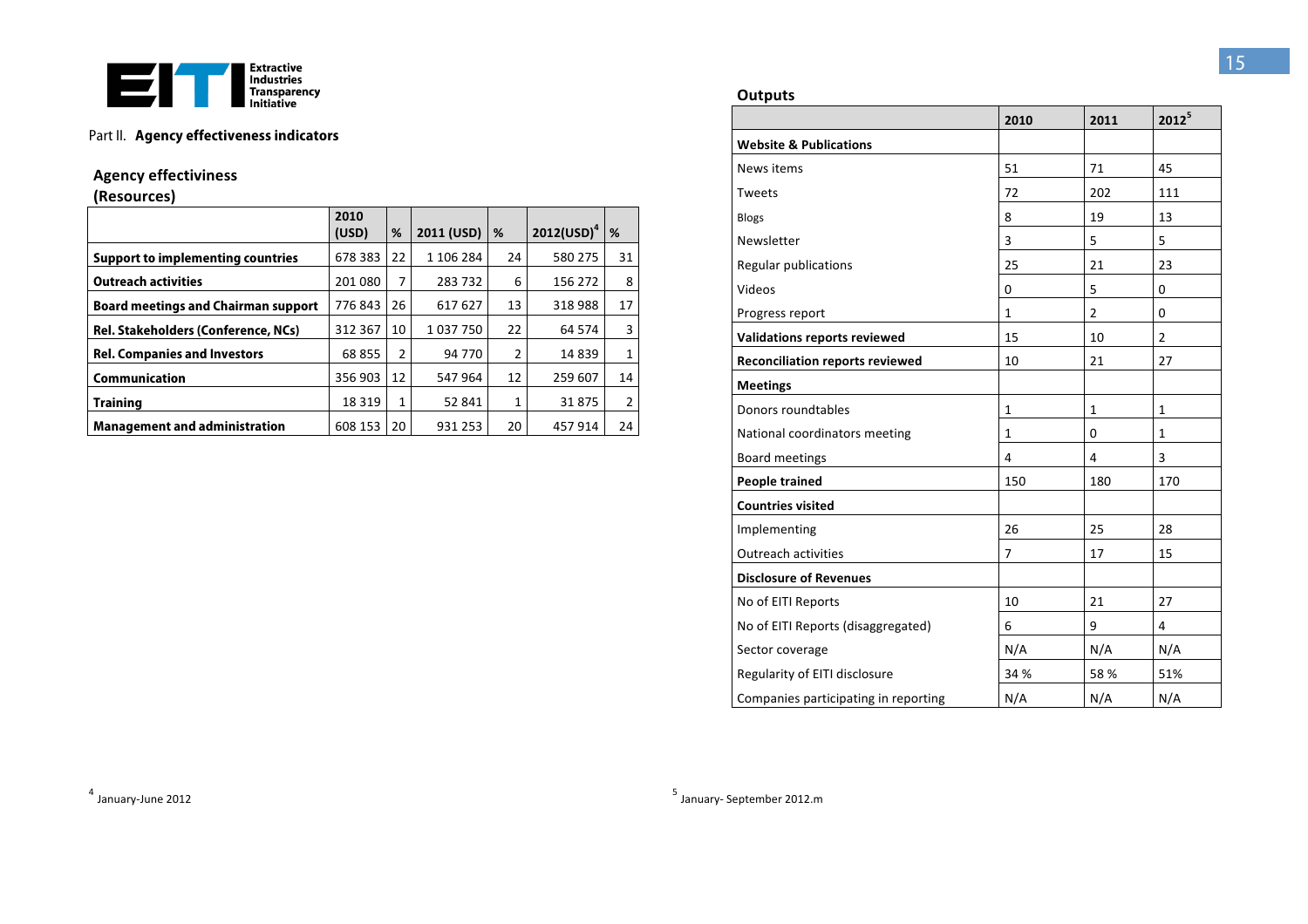Part II. **Agency effectiveness indicators**

## Agency effectiveness (Resources)

| | 2010 (USD) | % | 2011 (USD) | % | 2012(USD)[4] | % |
|---|---|---|---|---|---|---|
| **Support to implementing countries** | 678 383 | 22 | 1 106 284 | 24 | 580 275 | 31 |
| **Outreach activities** | 201 080 | 7 | 283 732 | 6 | 156 272 | 8 |
| **Board meetings and Chairman support** | 776 843 | 26 | 617 627 | 13 | 318 988 | 17 |
| **Rel. Stakeholders (Conference, NCs)** | 312 367 | 10 | 1 037 750 | 22 | 64 574 | 3 |
| **Rel. Companies and Investors** | 68 855 | 2 | 94 770 | 2 | 14 839 | 1 |
| **Communication** | 356 903 | 12 | 547 964 | 12 | 259 607 | 14 |
| **Training** | 18 319 | 1 | 52 841 | 1 | 31 875 | 2 |
| **Management and administration** | 608 153 | 20 | 931 253 | 20 | 457 914 | 24 |

## Outputs

| | 2010 | 2011 | 2012[5] |
|---|---|---|---|
| **Website & Publications** | | | |
| News items | 51 | 71 | 45 |
| Tweets | 72 | 202 | 111 |
| Blogs | 8 | 19 | 13 |
| Newsletter | 3 | 5 | 5 |
| Regular publications | 25 | 21 | 23 |
| Videos | 0 | 5 | 0 |
| Progress report | 1 | 2 | 0 |
| **Validations reports reviewed** | 15 | 10 | 2 |
| **Reconciliation reports reviewed** | 10 | 21 | 27 |
| **Meetings** | | | |
| Donors roundtables | 1 | 1 | 1 |
| National coordinators meeting | 1 | 0 | 1 |
| Board meetings | 4 | 4 | 3 |
| **People trained** | 150 | 180 | 170 |
| **Countries visited** | | | |
| Implementing | 26 | 25 | 28 |
| Outreach activities | 7 | 17 | 15 |
| **Disclosure of Revenues** | | | |
| No of EITI Reports | 10 | 21 | 27 |
| No of EITI Reports (disaggregated) | 6 | 9 | 4 |
| Sector coverage | N/A | N/A | N/A |
| Regularity of EITI disclosure | 34 % | 58 % | 51% |
| Companies participating in reporting | N/A | N/A | N/A |

[4] January-June 2012

[5] January- September 2012.m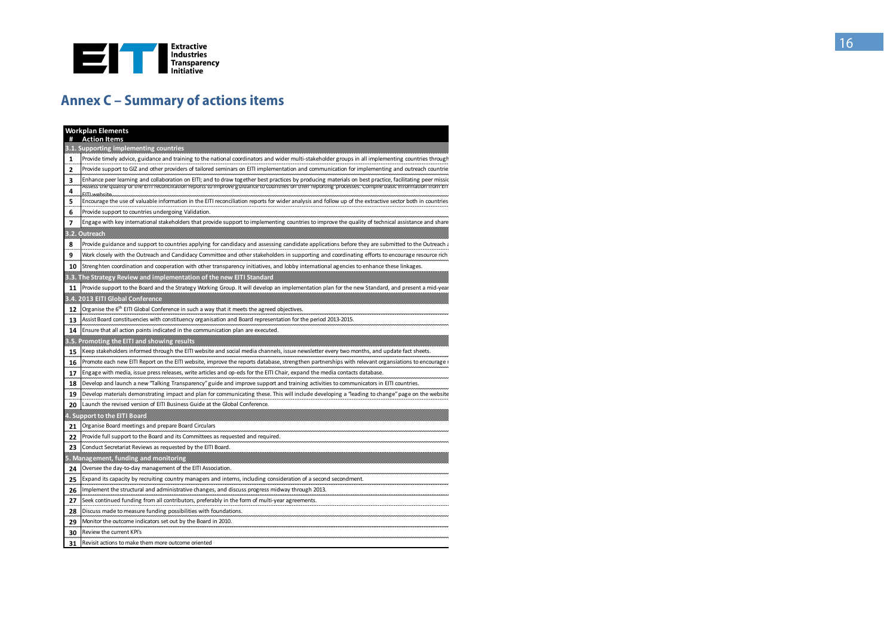## Annex C – Summary of actions items

| **Workplan Elements** | |
|---|---|
| **#** | **Action Items** |
| **3.1. Supporting implementing countries** | |
| 1 | Provide timely advice, guidance and training to the national coordinators and wider multi-stakeholder groups in all implementing countries through |
| 2 | Provide support to GIZ and other providers of tailored seminars on EITI implementation and communication for implementing and outreach countrie |
| 3 | Enhance peer learning and collaboration on EITI; and to draw together best practices by producing materials on best practice, facilitating peer missic |
| 4 | Assess the quality of the EITI reconciliation reports to improve guidance to countries on their reporting processes. Compile basic information from EIT EITI website. |
| 5 | Encourage the use of valuable information in the EITI reconciliation reports for wider analysis and follow up of the extractive sector both in countries |
| 6 | Provide support to countries undergoing Validation. |
| 7 | Engage with key international stakeholders that provide support to implementing countries to improve the quality of technical assistance and share |
| **3.2. Outreach** | |
| 8 | Provide guidance and support to countries applying for candidacy and assessing candidate applications before they are submitted to the Outreach a |
| 9 | Work closely with the Outreach and Candidacy Committee and other stakeholders in supporting and coordinating efforts to encourage resource rich |
| 10 | Strenghten coordination and cooperation with other transparency initiatives, and lobby international agencies to enhance these linkages. |
| **3.3. The Strategy Review and implementation of the new EITI Standard** | |
| 11 | Provide support to the Board and the Strategy Working Group. It will develop an implementation plan for the new Standard, and present a mid-year |
| **3.4. 2013 EITI Global Conference** | |
| 12 | Organise the 6th EITI Global Conference in such a way that it meets the agreed objectives. |
| 13 | Assist Board constituencies with constituency organisation and Board representation for the period 2013-2015. |
| 14 | Ensure that all action points indicated in the communication plan are executed. |
| **3.5. Promoting the EITI and showing results** | |
| 15 | Keep stakeholders informed through the EITI website and social media channels, issue newsletter every two months, and update fact sheets. |
| 16 | Promote each new EITI Report on the EITI website, improve the reports database, strengthen partnerships with relevant organsiations to encourage r |
| 17 | Engage with media, issue press releases, write articles and op-eds for the EITI Chair, expand the media contacts database. |
| 18 | Develop and launch a new "Talking Transparency" guide and improve support and training activities to communicators in EITI countries. |
| 19 | Develop materials demonstrating impact and plan for communicating these. This will include developing a "leading to change" page on the website |
| 20 | Launch the revised version of EITI Business Guide at the Global Conference. |
| **4. Support to the EITI Board** | |
| 21 | Organise Board meetings and prepare Board Circulars |
| 22 | Provide full support to the Board and its Committees as requested and required. |
| 23 | Conduct Secretariat Reviews as requested by the EITI Board. |
| **5. Management, funding and monitoring** | |
| 24 | Oversee the day-to-day management of the EITI Association. |
| 25 | Expand its capacity by recruiting country managers and interns, including consideration of a second secondment. |
| 26 | Implement the structural and administrative changes, and discuss progress midway through 2013. |
| 27 | Seek continued funding from all contributors, preferably in the form of multi-year agreements. |
| 28 | Discuss made to measure funding possibilities with foundations. |
| 29 | Monitor the outcome indicators set out by the Board in 2010. |
| 30 | Review the current KPI's |
| 31 | Revisit actions to make them more outcome oriented |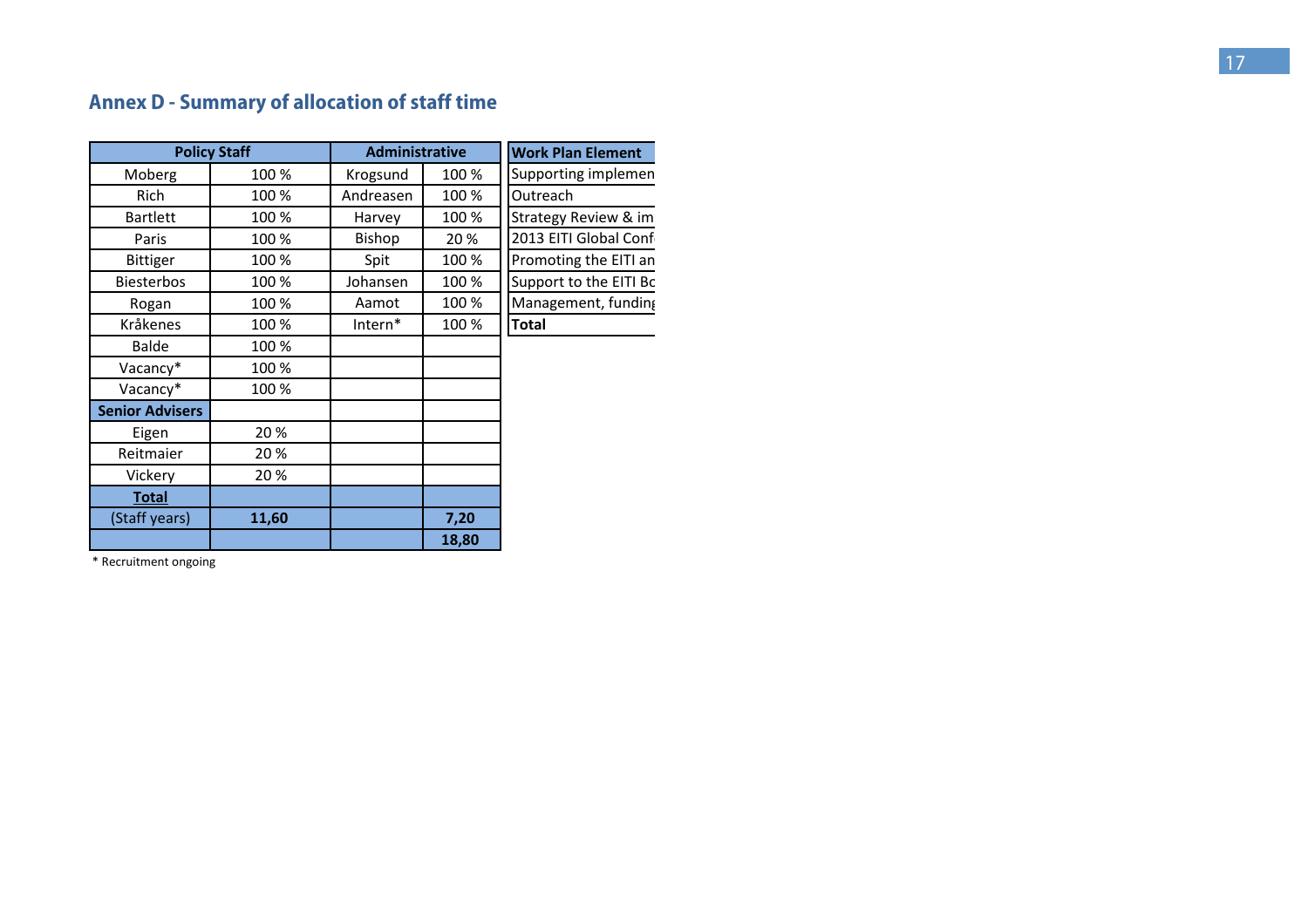## Annex D - Summary of allocation of staff time

| Policy Staff | | Administrative | |
|---|---|---|---|
| Moberg | 100 % | Krogsund | 100 % |
| Rich | 100 % | Andreasen | 100 % |
| Bartlett | 100 % | Harvey | 100 % |
| Paris | 100 % | Bishop | 20 % |
| Bittiger | 100 % | Spit | 100 % |
| Biesterbos | 100 % | Johansen | 100 % |
| Rogan | 100 % | Aamot | 100 % |
| Kråkenes | 100 % | Intern* | 100 % |
| Balde | 100 % | | |
| Vacancy* | 100 % | | |
| Vacancy* | 100 % | | |
| **Senior Advisers** | | | |
| Eigen | 20 % | | |
| Reitmaier | 20 % | | |
| Vickery | 20 % | | |
| **Total** | | | |
| (Staff years) | **11,60** | | **7,20** |
| | | | **18,80** |

| **Work Plan Element** |
|---|
| Supporting implemen |
| Outreach |
| Strategy Review & im |
| 2013 EITI Global Conf |
| Promoting the EITI an |
| Support to the EITI Bo |
| Management, funding |
| **Total** |

\* Recruitment ongoing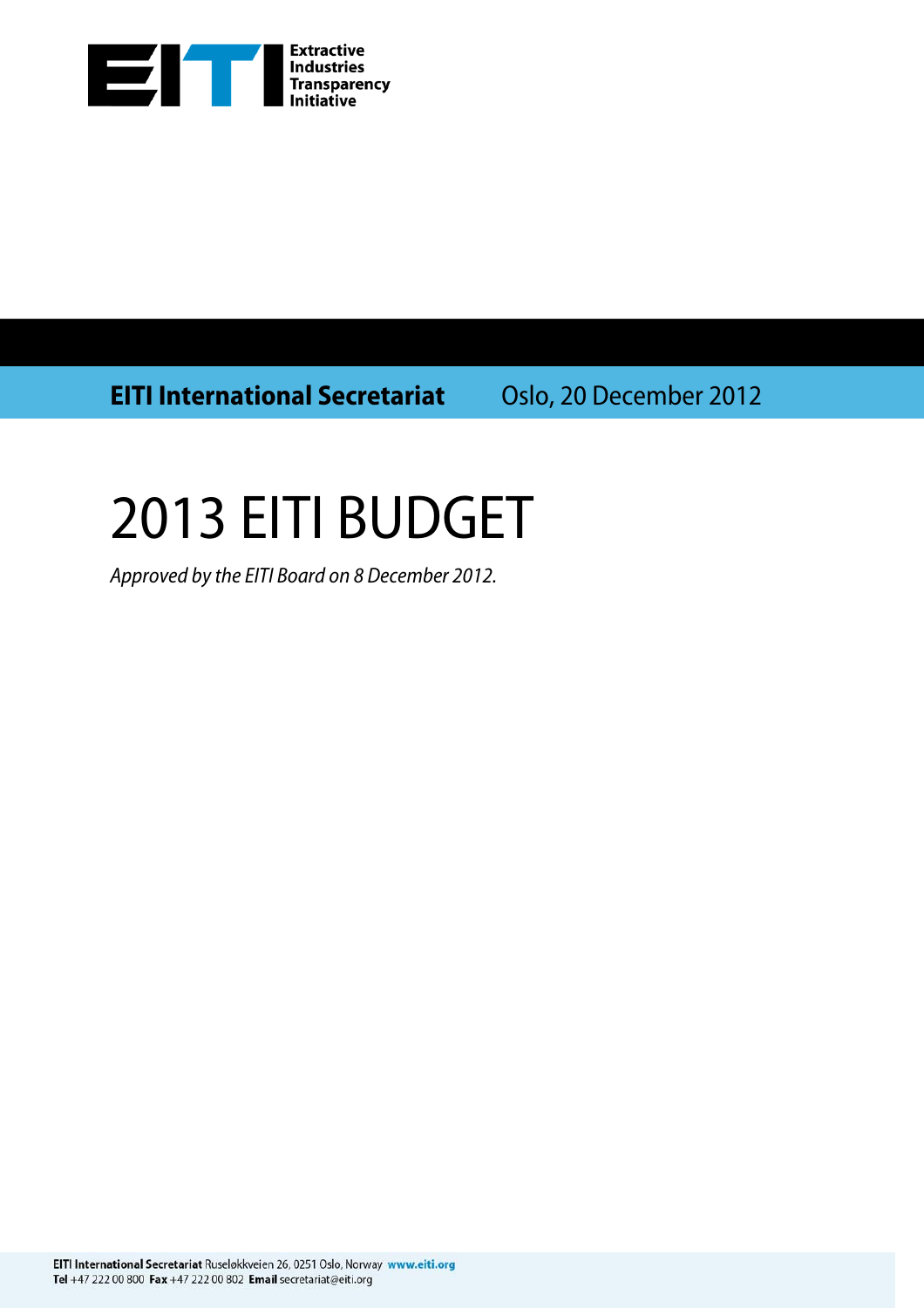**EITI International Secretariat** Oslo, 20 December 2012

# 2013 EITI BUDGET

*Approved by the EITI Board on 8 December 2012.*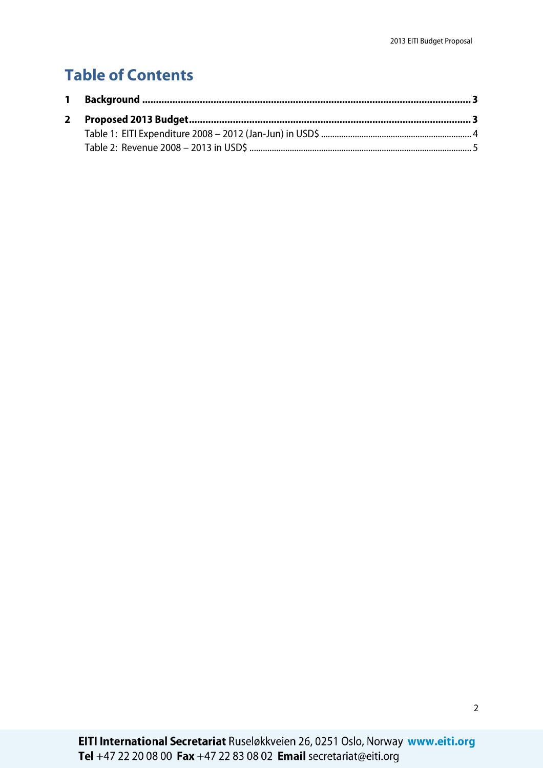# Table of Contents

| | | |
|---|---|---|
| **1** | **Background** | **3** |
| **2** | **Proposed 2013 Budget** | **3** |
| | Table 1: EITI Expenditure 2008 – 2012 (Jan-Jun) in USD$ | 4 |
| | Table 2: Revenue 2008 – 2013 in USD$ | 5 |

**EITI International Secretariat** Ruseløkkveien 26, 0251 Oslo, Norway **www.eiti.org**
**Tel** +47 22 20 08 00 **Fax** +47 22 83 08 02 **Email** secretariat@eiti.org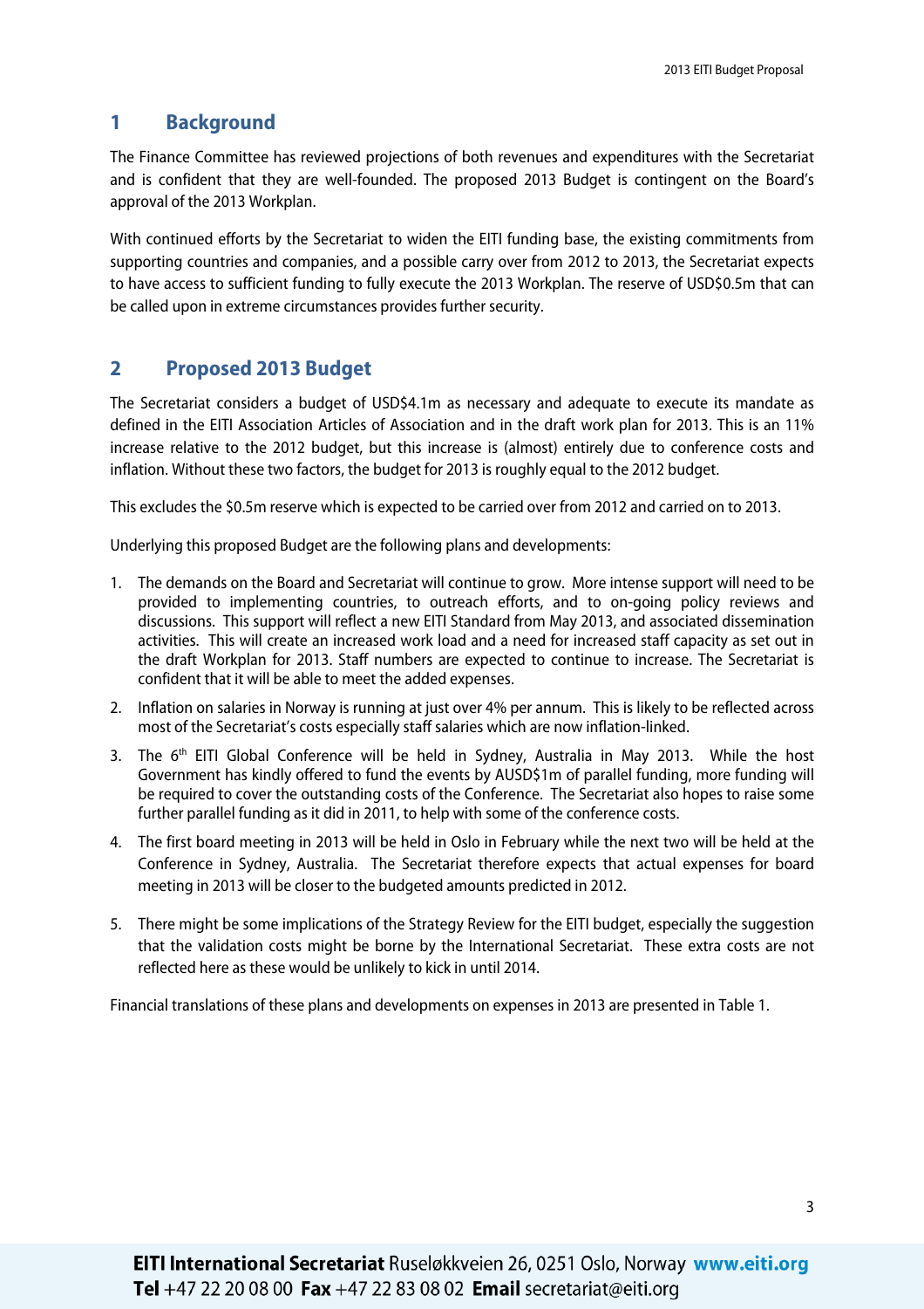# 1 Background

The Finance Committee has reviewed projections of both revenues and expenditures with the Secretariat and is confident that they are well-founded. The proposed 2013 Budget is contingent on the Board's approval of the 2013 Workplan.

With continued efforts by the Secretariat to widen the EITI funding base, the existing commitments from supporting countries and companies, and a possible carry over from 2012 to 2013, the Secretariat expects to have access to sufficient funding to fully execute the 2013 Workplan. The reserve of USD$0.5m that can be called upon in extreme circumstances provides further security.

# 2 Proposed 2013 Budget

The Secretariat considers a budget of USD$4.1m as necessary and adequate to execute its mandate as defined in the EITI Association Articles of Association and in the draft work plan for 2013. This is an 11% increase relative to the 2012 budget, but this increase is (almost) entirely due to conference costs and inflation. Without these two factors, the budget for 2013 is roughly equal to the 2012 budget.

This excludes the $0.5m reserve which is expected to be carried over from 2012 and carried on to 2013.

Underlying this proposed Budget are the following plans and developments:

1. The demands on the Board and Secretariat will continue to grow. More intense support will need to be provided to implementing countries, to outreach efforts, and to on-going policy reviews and discussions. This support will reflect a new EITI Standard from May 2013, and associated dissemination activities. This will create an increased work load and a need for increased staff capacity as set out in the draft Workplan for 2013. Staff numbers are expected to continue to increase. The Secretariat is confident that it will be able to meet the added expenses.
2. Inflation on salaries in Norway is running at just over 4% per annum. This is likely to be reflected across most of the Secretariat's costs especially staff salaries which are now inflation-linked.
3. The 6th EITI Global Conference will be held in Sydney, Australia in May 2013. While the host Government has kindly offered to fund the events by AUSD$1m of parallel funding, more funding will be required to cover the outstanding costs of the Conference. The Secretariat also hopes to raise some further parallel funding as it did in 2011, to help with some of the conference costs.
4. The first board meeting in 2013 will be held in Oslo in February while the next two will be held at the Conference in Sydney, Australia. The Secretariat therefore expects that actual expenses for board meeting in 2013 will be closer to the budgeted amounts predicted in 2012.
5. There might be some implications of the Strategy Review for the EITI budget, especially the suggestion that the validation costs might be borne by the International Secretariat. These extra costs are not reflected here as these would be unlikely to kick in until 2014.

Financial translations of these plans and developments on expenses in 2013 are presented in Table 1.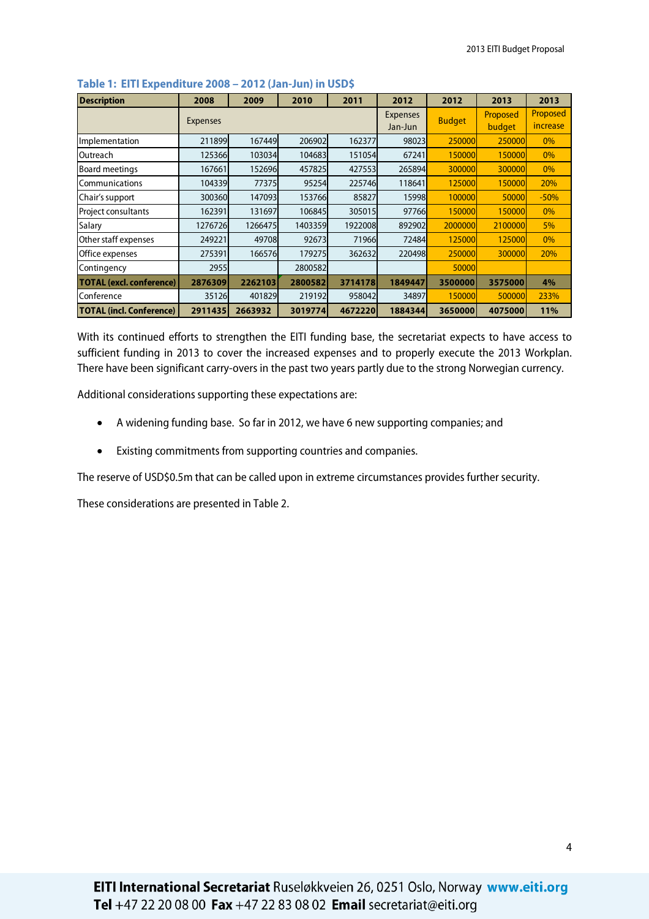**Table 1: EITI Expenditure 2008 – 2012 (Jan-Jun) in USD$**

| Description | 2008 | 2009 | 2010 | 2011 | 2012 | 2012 | 2013 | 2013 |
|---|---|---|---|---|---|---|---|---|
| | Expenses | | | | Expenses Jan-Jun | Budget | Proposed budget | Proposed increase |
| Implementation | 211899 | 167449 | 206902 | 162377 | 98023 | 250000 | 250000 | 0% |
| Outreach | 125366 | 103034 | 104683 | 151054 | 67241 | 150000 | 150000 | 0% |
| Board meetings | 167661 | 152696 | 457825 | 427553 | 265894 | 300000 | 300000 | 0% |
| Communications | 104339 | 77375 | 95254 | 225746 | 118641 | 125000 | 150000 | 20% |
| Chair's support | 300360 | 147093 | 153766 | 85827 | 15998 | 100000 | 50000 | -50% |
| Project consultants | 162391 | 131697 | 106845 | 305015 | 97766 | 150000 | 150000 | 0% |
| Salary | 1276726 | 1266475 | 1403359 | 1922008 | 892902 | 2000000 | 2100000 | 5% |
| Other staff expenses | 249221 | 49708 | 92673 | 71966 | 72484 | 125000 | 125000 | 0% |
| Office expenses | 275391 | 166576 | 179275 | 362632 | 220498 | 250000 | 300000 | 20% |
| Contingency | 2955 | | 2800582 | | | 50000 | | |
| **TOTAL (excl. conference)** | **2876309** | **2262103** | **2800582** | **3714178** | **1849447** | **3500000** | **3575000** | **4%** |
| Conference | 35126 | 401829 | 219192 | 958042 | 34897 | 150000 | 500000 | 233% |
| **TOTAL (incl. Conference)** | **2911435** | **2663932** | **3019774** | **4672220** | **1884344** | **3650000** | **4075000** | **11%** |

With its continued efforts to strengthen the EITI funding base, the secretariat expects to have access to sufficient funding in 2013 to cover the increased expenses and to properly execute the 2013 Workplan. There have been significant carry-overs in the past two years partly due to the strong Norwegian currency.

Additional considerations supporting these expectations are:

- A widening funding base. So far in 2012, we have 6 new supporting companies; and
- Existing commitments from supporting countries and companies.

The reserve of USD$0.5m that can be called upon in extreme circumstances provides further security.

These considerations are presented in Table 2.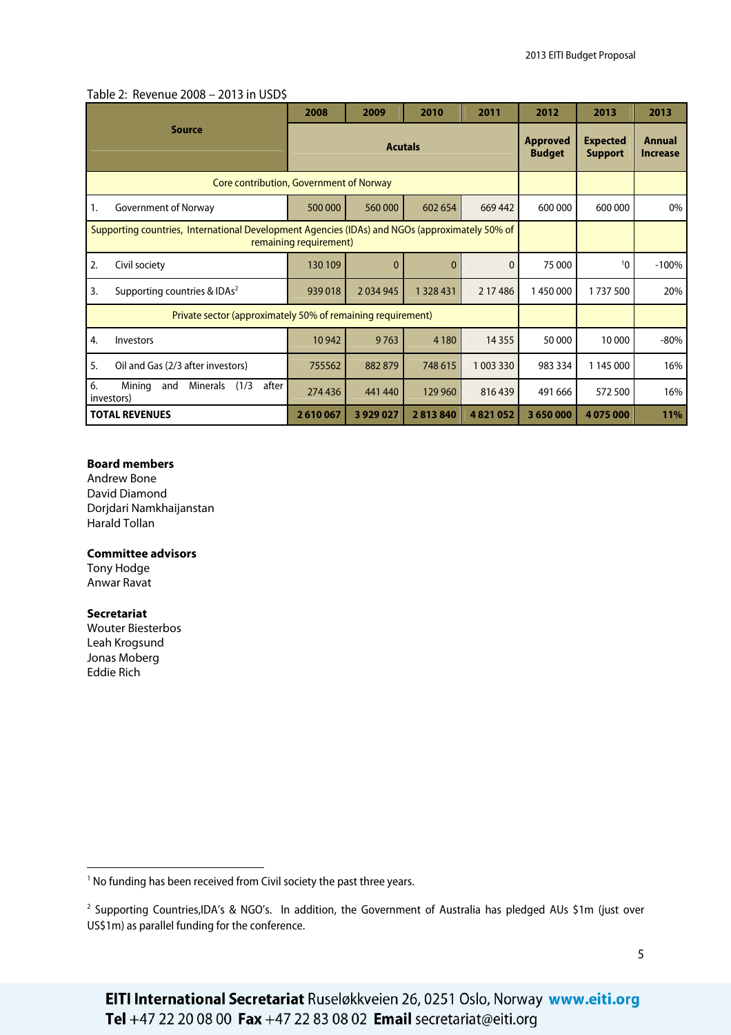Table 2: Revenue 2008 – 2013 in USD$

| Source | 2008 | 2009 | 2010 | 2011 | 2012 | 2013 | 2013 |
|---|---|---|---|---|---|---|---|
| | Acutals | | | | Approved Budget | Expected Support | Annual Increase |
| Core contribution, Government of Norway | | | | | | | |
| 1. Government of Norway | 500 000 | 560 000 | 602 654 | 669 442 | 600 000 | 600 000 | 0% |
| Supporting countries, International Development Agencies (IDAs) and NGOs (approximately 50% of remaining requirement) | | | | | | | |
| 2. Civil society | 130 109 | 0 | 0 | 0 | 75 000 | [1]0 | -100% |
| 3. Supporting countries & IDAs[2] | 939 018 | 2 034 945 | 1 328 431 | 2 17 486 | 1 450 000 | 1 737 500 | 20% |
| Private sector (approximately 50% of remaining requirement) | | | | | | | |
| 4. Investors | 10 942 | 9 763 | 4 180 | 14 355 | 50 000 | 10 000 | -80% |
| 5. Oil and Gas (2/3 after investors) | 755562 | 882 879 | 748 615 | 1 003 330 | 983 334 | 1 145 000 | 16% |
| 6. Mining and Minerals (1/3 after investors) | 274 436 | 441 440 | 129 960 | 816 439 | 491 666 | 572 500 | 16% |
| **TOTAL REVENUES** | **2 610 067** | **3 929 027** | **2 813 840** | **4 821 052** | **3 650 000** | **4 075 000** | **11%** |

**Board members**
Andrew Bone
David Diamond
Dorjdari Namkhaijanstan
Harald Tollan

**Committee advisors**
Tony Hodge
Anwar Ravat

**Secretariat**
Wouter Biesterbos
Leah Krogsund
Jonas Moberg
Eddie Rich

[1] No funding has been received from Civil society the past three years.

[2] Supporting Countries,IDA's & NGO's. In addition, the Government of Australia has pledged AUs $1m (just over US$1m) as parallel funding for the conference.

**EITI International Secretariat** Ruseløkkveien 26, 0251 Oslo, Norway **www.eiti.org**
**Tel** +47 22 20 08 00 **Fax** +47 22 83 08 02 **Email** secretariat@eiti.org